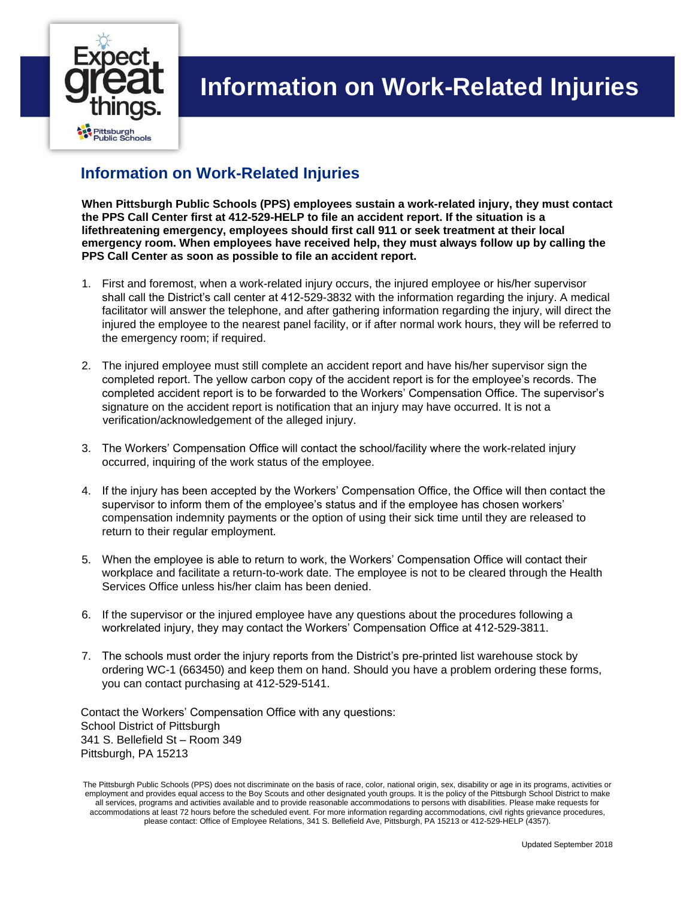# Information on Work-Related Injuries

## Information on Work-Related Injuries

**When Pittsburgh Public Schools (PPS) employees sustain a work-related injury, they must contact the PPS Call Center first at 412-529-HELP to file an accident report. If the situation is a lifethreatening emergency, employees should first call 911 or seek treatment at their local emergency room. When employees have received help, they must always follow up by calling the PPS Call Center as soon as possible to file an accident report.**

1. First and foremost, when a work-related injury occurs, the injured employee or his/her supervisor shall call the District's call center at 412-529-3832 with the information regarding the injury. A medical facilitator will answer the telephone, and after gathering information regarding the injury, will direct the injured the employee to the nearest panel facility, or if after normal work hours, they will be referred to the emergency room; if required.

2. The injured employee must still complete an accident report and have his/her supervisor sign the completed report. The yellow carbon copy of the accident report is for the employee's records. The completed accident report is to be forwarded to the Workers' Compensation Office. The supervisor's signature on the accident report is notification that an injury may have occurred. It is not a verification/acknowledgement of the alleged injury.

3. The Workers' Compensation Office will contact the school/facility where the work-related injury occurred, inquiring of the work status of the employee.

4. If the injury has been accepted by the Workers' Compensation Office, the Office will then contact the supervisor to inform them of the employee's status and if the employee has chosen workers' compensation indemnity payments or the option of using their sick time until they are released to return to their regular employment.

5. When the employee is able to return to work, the Workers' Compensation Office will contact their workplace and facilitate a return-to-work date. The employee is not to be cleared through the Health Services Office unless his/her claim has been denied.

6. If the supervisor or the injured employee have any questions about the procedures following a workrelated injury, they may contact the Workers' Compensation Office at 412-529-3811.

7. The schools must order the injury reports from the District's pre-printed list warehouse stock by ordering WC-1 (663450) and keep them on hand. Should you have a problem ordering these forms, you can contact purchasing at 412-529-5141.

Contact the Workers' Compensation Office with any questions:
School District of Pittsburgh
341 S. Bellefield St – Room 349
Pittsburgh, PA 15213

The Pittsburgh Public Schools (PPS) does not discriminate on the basis of race, color, national origin, sex, disability or age in its programs, activities or employment and provides equal access to the Boy Scouts and other designated youth groups. It is the policy of the Pittsburgh School District to make all services, programs and activities available and to provide reasonable accommodations to persons with disabilities. Please make requests for accommodations at least 72 hours before the scheduled event. For more information regarding accommodations, civil rights grievance procedures, please contact: Office of Employee Relations, 341 S. Bellefield Ave, Pittsburgh, PA 15213 or 412-529-HELP (4357).

Updated September 2018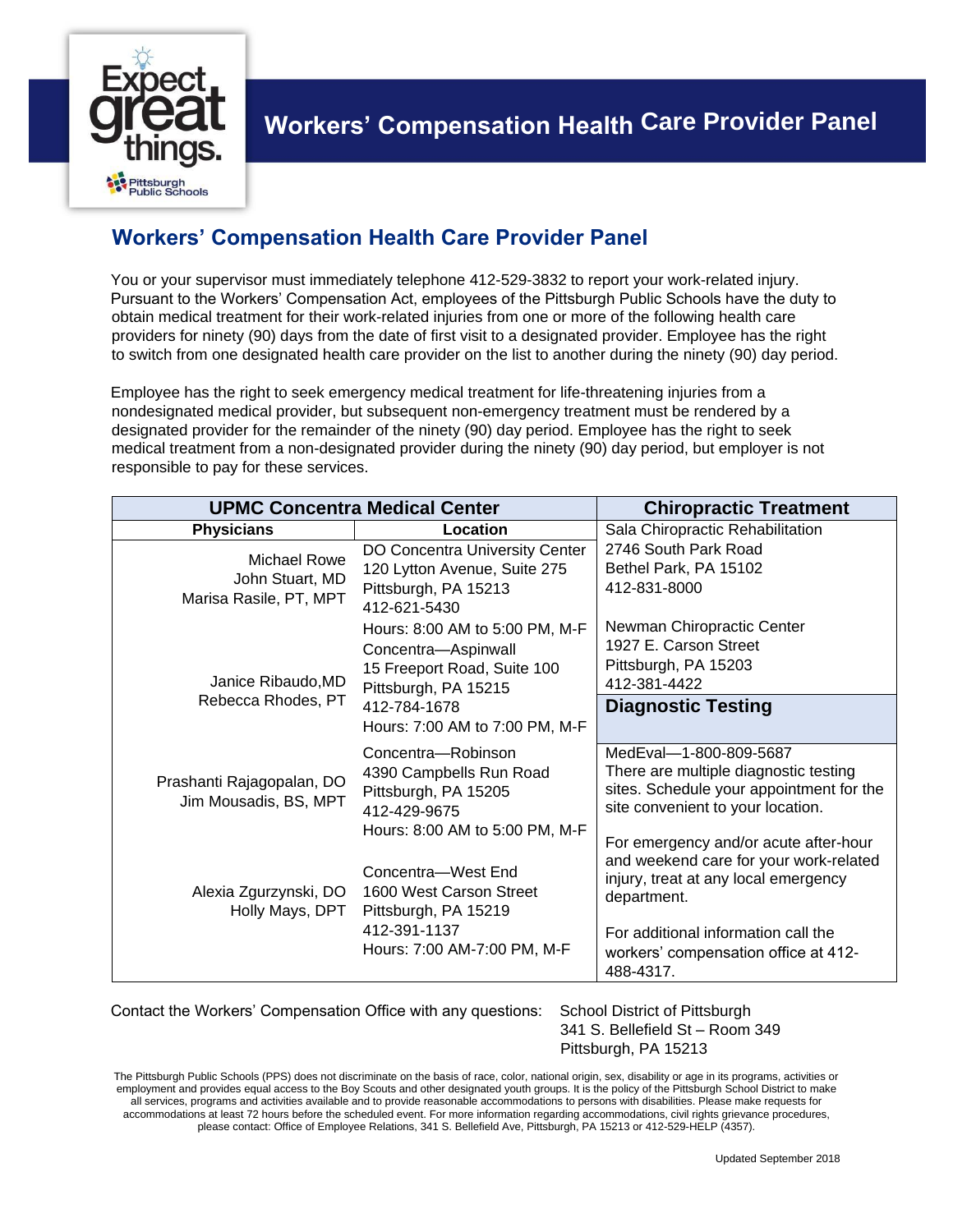# Workers' Compensation Health Care Provider Panel

## Workers' Compensation Health Care Provider Panel

You or your supervisor must immediately telephone 412-529-3832 to report your work-related injury. Pursuant to the Workers' Compensation Act, employees of the Pittsburgh Public Schools have the duty to obtain medical treatment for their work-related injuries from one or more of the following health care providers for ninety (90) days from the date of first visit to a designated provider. Employee has the right to switch from one designated health care provider on the list to another during the ninety (90) day period.

Employee has the right to seek emergency medical treatment for life-threatening injuries from a nondesignated medical provider, but subsequent non-emergency treatment must be rendered by a designated provider for the remainder of the ninety (90) day period. Employee has the right to seek medical treatment from a non-designated provider during the ninety (90) day period, but employer is not responsible to pay for these services.

| UPMC Concentra Medical Center | | Chiropractic Treatment |
|---|---|---|
| **Physicians** | **Location** | Sala Chiropractic Rehabilitation<br>2746 South Park Road<br>Bethel Park, PA 15102<br>412-831-8000 |
| Michael Rowe<br>John Stuart, MD<br>Marisa Rasile, PT, MPT | DO Concentra University Center<br>120 Lytton Avenue, Suite 275<br>Pittsburgh, PA 15213<br>412-621-5430<br>Hours: 8:00 AM to 5:00 PM, M-F | Newman Chiropractic Center<br>1927 E. Carson Street<br>Pittsburgh, PA 15203<br>412-381-4422 |
| Janice Ribaudo,MD<br>Rebecca Rhodes, PT | Concentra—Aspinwall<br>15 Freeport Road, Suite 100<br>Pittsburgh, PA 15215<br>412-784-1678<br>Hours: 7:00 AM to 7:00 PM, M-F | **Diagnostic Testing** |
| Prashanti Rajagopalan, DO<br>Jim Mousadis, BS, MPT | Concentra—Robinson<br>4390 Campbells Run Road<br>Pittsburgh, PA 15205<br>412-429-9675<br>Hours: 8:00 AM to 5:00 PM, M-F | MedEval—1-800-809-5687<br>There are multiple diagnostic testing sites. Schedule your appointment for the site convenient to your location.<br><br>For emergency and/or acute after-hour and weekend care for your work-related injury, treat at any local emergency department. |
| Alexia Zgurzynski, DO<br>Holly Mays, DPT | Concentra—West End<br>1600 West Carson Street<br>Pittsburgh, PA 15219<br>412-391-1137<br>Hours: 7:00 AM-7:00 PM, M-F | For additional information call the workers' compensation office at 412-488-4317. |

Contact the Workers' Compensation Office with any questions: School District of Pittsburgh
341 S. Bellefield St – Room 349
Pittsburgh, PA 15213

The Pittsburgh Public Schools (PPS) does not discriminate on the basis of race, color, national origin, sex, disability or age in its programs, activities or employment and provides equal access to the Boy Scouts and other designated youth groups. It is the policy of the Pittsburgh School District to make all services, programs and activities available and to provide reasonable accommodations to persons with disabilities. Please make requests for accommodations at least 72 hours before the scheduled event. For more information regarding accommodations, civil rights grievance procedures, please contact: Office of Employee Relations, 341 S. Bellefield Ave, Pittsburgh, PA 15213 or 412-529-HELP (4357).

Updated September 2018